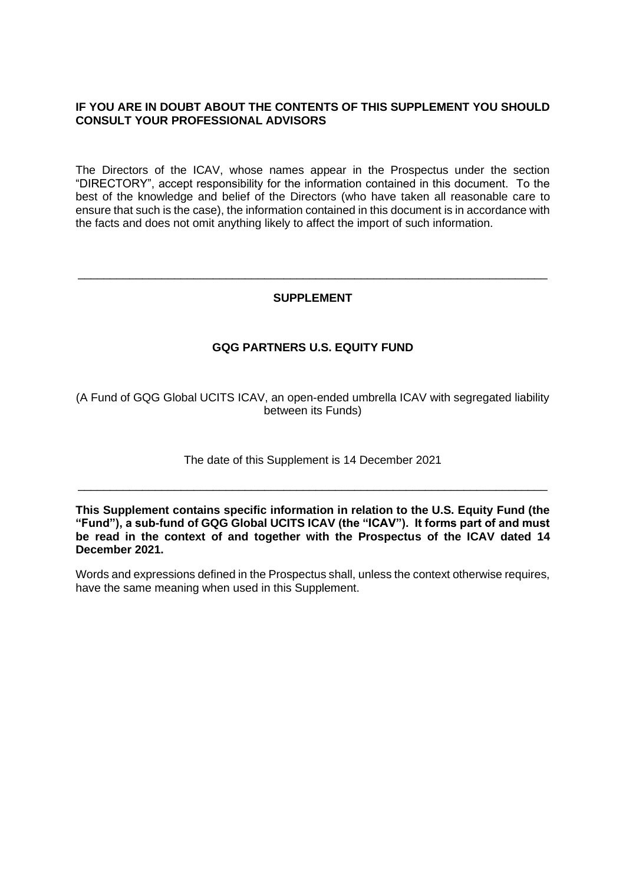**IF YOU ARE IN DOUBT ABOUT THE CONTENTS OF THIS SUPPLEMENT YOU SHOULD CONSULT YOUR PROFESSIONAL ADVISORS**

The Directors of the ICAV, whose names appear in the Prospectus under the section "DIRECTORY", accept responsibility for the information contained in this document. To the best of the knowledge and belief of the Directors (who have taken all reasonable care to ensure that such is the case), the information contained in this document is in accordance with the facts and does not omit anything likely to affect the import of such information.

---

**SUPPLEMENT**

**GQG PARTNERS U.S. EQUITY FUND**

(A Fund of GQG Global UCITS ICAV, an open-ended umbrella ICAV with segregated liability between its Funds)

The date of this Supplement is 14 December 2021

---

**This Supplement contains specific information in relation to the U.S. Equity Fund (the "Fund"), a sub-fund of GQG Global UCITS ICAV (the "ICAV"). It forms part of and must be read in the context of and together with the Prospectus of the ICAV dated 14 December 2021.**

Words and expressions defined in the Prospectus shall, unless the context otherwise requires, have the same meaning when used in this Supplement.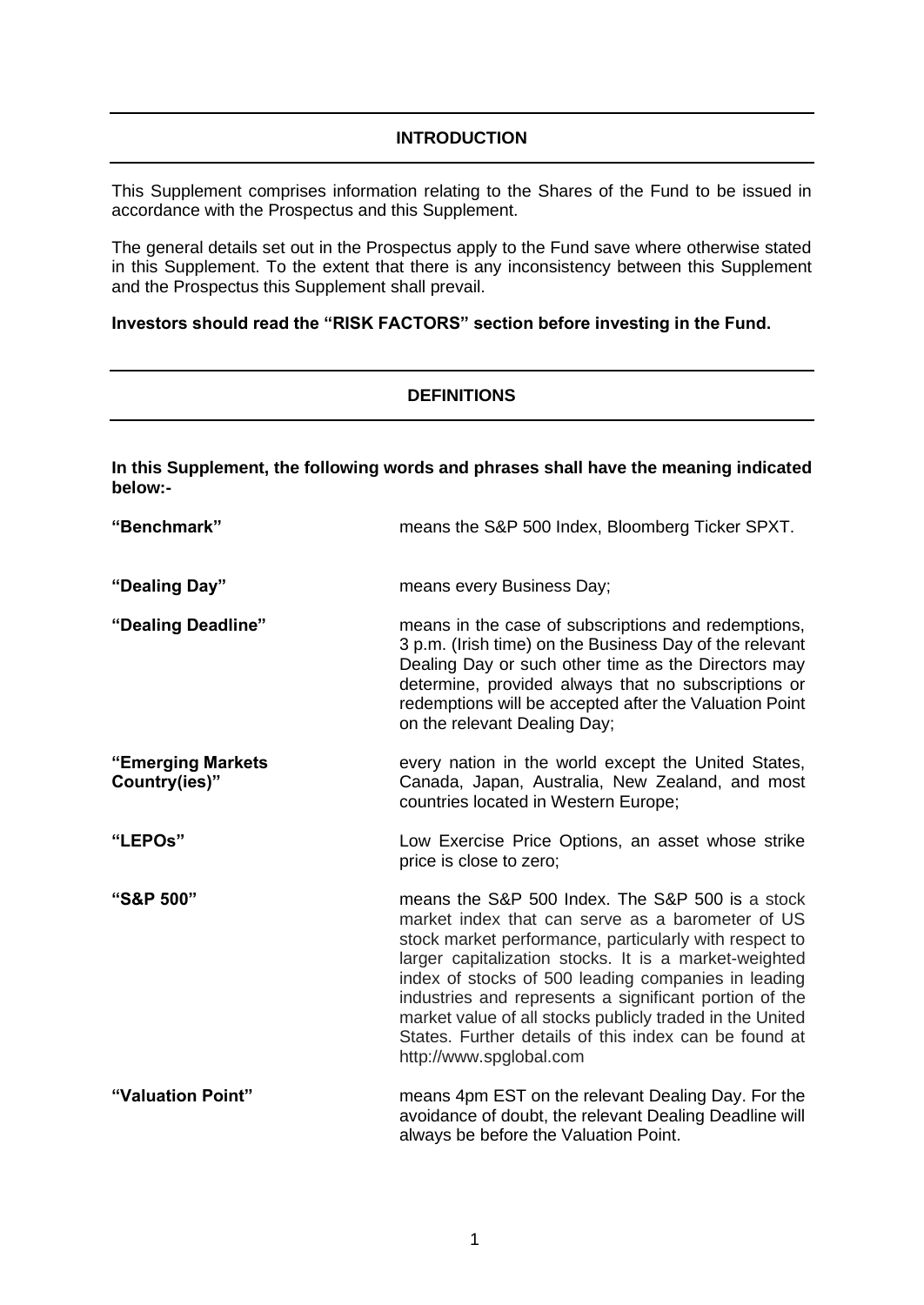## INTRODUCTION

This Supplement comprises information relating to the Shares of the Fund to be issued in accordance with the Prospectus and this Supplement.

The general details set out in the Prospectus apply to the Fund save where otherwise stated in this Supplement. To the extent that there is any inconsistency between this Supplement and the Prospectus this Supplement shall prevail.

**Investors should read the "RISK FACTORS" section before investing in the Fund.**

## DEFINITIONS

**In this Supplement, the following words and phrases shall have the meaning indicated below:-**

**"Benchmark"** means the S&P 500 Index, Bloomberg Ticker SPXT.

**"Dealing Day"** means every Business Day;

**"Dealing Deadline"** means in the case of subscriptions and redemptions, 3 p.m. (Irish time) on the Business Day of the relevant Dealing Day or such other time as the Directors may determine, provided always that no subscriptions or redemptions will be accepted after the Valuation Point on the relevant Dealing Day;

**"Emerging Markets Country(ies)"** every nation in the world except the United States, Canada, Japan, Australia, New Zealand, and most countries located in Western Europe;

**"LEPOs"** Low Exercise Price Options, an asset whose strike price is close to zero;

**"S&P 500"** means the S&P 500 Index. The S&P 500 is a stock market index that can serve as a barometer of US stock market performance, particularly with respect to larger capitalization stocks. It is a market-weighted index of stocks of 500 leading companies in leading industries and represents a significant portion of the market value of all stocks publicly traded in the United States. Further details of this index can be found at http://www.spglobal.com

**"Valuation Point"** means 4pm EST on the relevant Dealing Day. For the avoidance of doubt, the relevant Dealing Deadline will always be before the Valuation Point.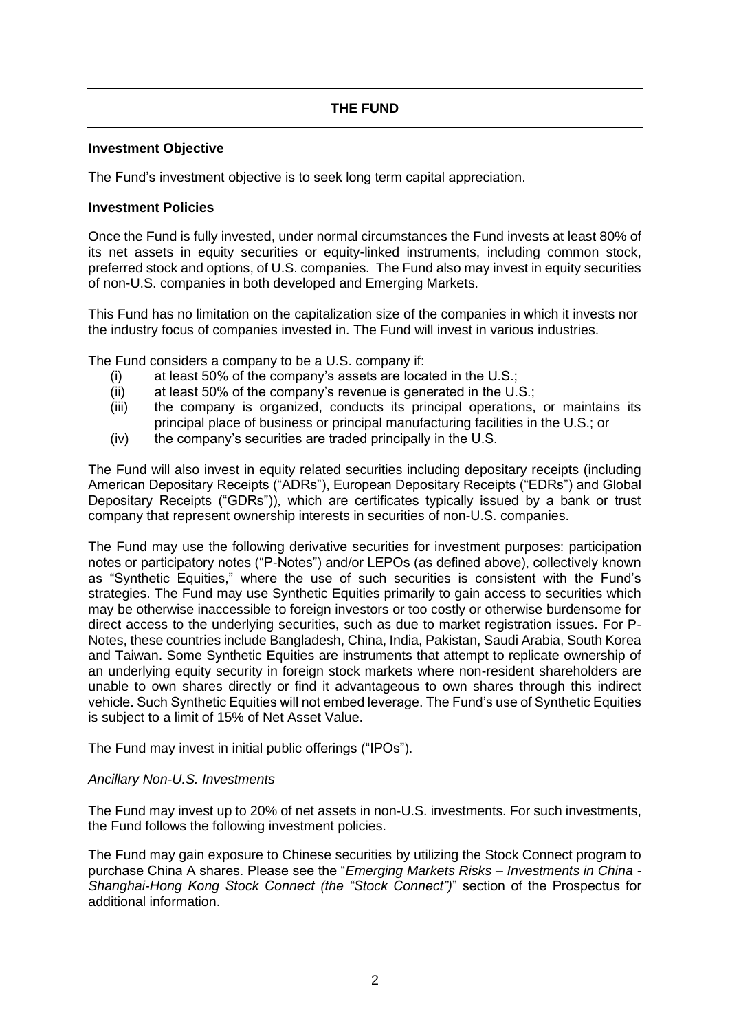# THE FUND

**Investment Objective**

The Fund's investment objective is to seek long term capital appreciation.

**Investment Policies**

Once the Fund is fully invested, under normal circumstances the Fund invests at least 80% of its net assets in equity securities or equity-linked instruments, including common stock, preferred stock and options, of U.S. companies. The Fund also may invest in equity securities of non-U.S. companies in both developed and Emerging Markets.

This Fund has no limitation on the capitalization size of the companies in which it invests nor the industry focus of companies invested in. The Fund will invest in various industries.

The Fund considers a company to be a U.S. company if:

(i) at least 50% of the company's assets are located in the U.S.;
(ii) at least 50% of the company's revenue is generated in the U.S.;
(iii) the company is organized, conducts its principal operations, or maintains its principal place of business or principal manufacturing facilities in the U.S.; or
(iv) the company's securities are traded principally in the U.S.

The Fund will also invest in equity related securities including depositary receipts (including American Depositary Receipts ("ADRs"), European Depositary Receipts ("EDRs") and Global Depositary Receipts ("GDRs")), which are certificates typically issued by a bank or trust company that represent ownership interests in securities of non-U.S. companies.

The Fund may use the following derivative securities for investment purposes: participation notes or participatory notes ("P-Notes") and/or LEPOs (as defined above), collectively known as "Synthetic Equities," where the use of such securities is consistent with the Fund's strategies. The Fund may use Synthetic Equities primarily to gain access to securities which may be otherwise inaccessible to foreign investors or too costly or otherwise burdensome for direct access to the underlying securities, such as due to market registration issues. For P-Notes, these countries include Bangladesh, China, India, Pakistan, Saudi Arabia, South Korea and Taiwan. Some Synthetic Equities are instruments that attempt to replicate ownership of an underlying equity security in foreign stock markets where non-resident shareholders are unable to own shares directly or find it advantageous to own shares through this indirect vehicle. Such Synthetic Equities will not embed leverage. The Fund's use of Synthetic Equities is subject to a limit of 15% of Net Asset Value.

The Fund may invest in initial public offerings ("IPOs").

*Ancillary Non-U.S. Investments*

The Fund may invest up to 20% of net assets in non-U.S. investments. For such investments, the Fund follows the following investment policies.

The Fund may gain exposure to Chinese securities by utilizing the Stock Connect program to purchase China A shares. Please see the "*Emerging Markets Risks – Investments in China - Shanghai-Hong Kong Stock Connect (the "Stock Connect")*" section of the Prospectus for additional information.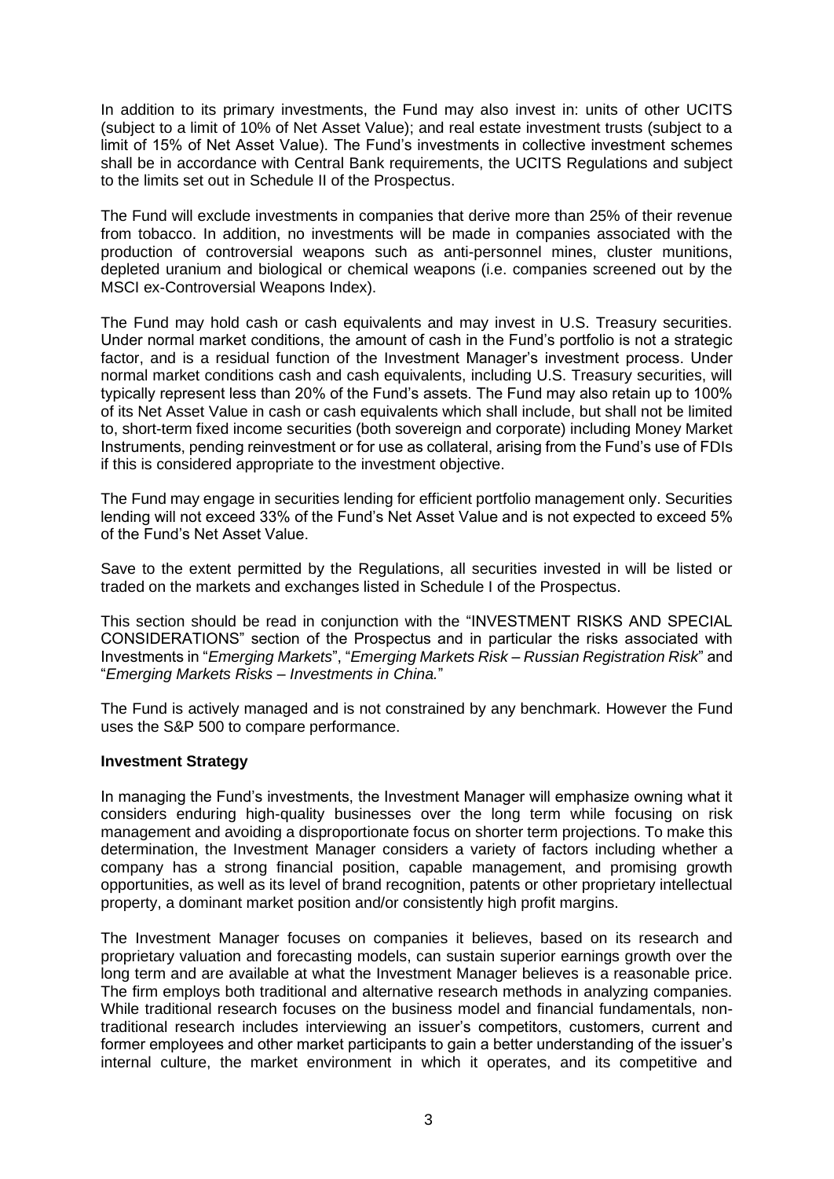In addition to its primary investments, the Fund may also invest in: units of other UCITS (subject to a limit of 10% of Net Asset Value); and real estate investment trusts (subject to a limit of 15% of Net Asset Value). The Fund's investments in collective investment schemes shall be in accordance with Central Bank requirements, the UCITS Regulations and subject to the limits set out in Schedule II of the Prospectus.

The Fund will exclude investments in companies that derive more than 25% of their revenue from tobacco. In addition, no investments will be made in companies associated with the production of controversial weapons such as anti-personnel mines, cluster munitions, depleted uranium and biological or chemical weapons (i.e. companies screened out by the MSCI ex-Controversial Weapons Index).

The Fund may hold cash or cash equivalents and may invest in U.S. Treasury securities. Under normal market conditions, the amount of cash in the Fund's portfolio is not a strategic factor, and is a residual function of the Investment Manager's investment process. Under normal market conditions cash and cash equivalents, including U.S. Treasury securities, will typically represent less than 20% of the Fund's assets. The Fund may also retain up to 100% of its Net Asset Value in cash or cash equivalents which shall include, but shall not be limited to, short-term fixed income securities (both sovereign and corporate) including Money Market Instruments, pending reinvestment or for use as collateral, arising from the Fund's use of FDIs if this is considered appropriate to the investment objective.

The Fund may engage in securities lending for efficient portfolio management only. Securities lending will not exceed 33% of the Fund's Net Asset Value and is not expected to exceed 5% of the Fund's Net Asset Value.

Save to the extent permitted by the Regulations, all securities invested in will be listed or traded on the markets and exchanges listed in Schedule I of the Prospectus.

This section should be read in conjunction with the "INVESTMENT RISKS AND SPECIAL CONSIDERATIONS" section of the Prospectus and in particular the risks associated with Investments in "*Emerging Markets*", "*Emerging Markets Risk – Russian Registration Risk*" and "*Emerging Markets Risks – Investments in China.*"

The Fund is actively managed and is not constrained by any benchmark. However the Fund uses the S&P 500 to compare performance.

**Investment Strategy**

In managing the Fund's investments, the Investment Manager will emphasize owning what it considers enduring high-quality businesses over the long term while focusing on risk management and avoiding a disproportionate focus on shorter term projections. To make this determination, the Investment Manager considers a variety of factors including whether a company has a strong financial position, capable management, and promising growth opportunities, as well as its level of brand recognition, patents or other proprietary intellectual property, a dominant market position and/or consistently high profit margins.

The Investment Manager focuses on companies it believes, based on its research and proprietary valuation and forecasting models, can sustain superior earnings growth over the long term and are available at what the Investment Manager believes is a reasonable price. The firm employs both traditional and alternative research methods in analyzing companies. While traditional research focuses on the business model and financial fundamentals, non-traditional research includes interviewing an issuer's competitors, customers, current and former employees and other market participants to gain a better understanding of the issuer's internal culture, the market environment in which it operates, and its competitive and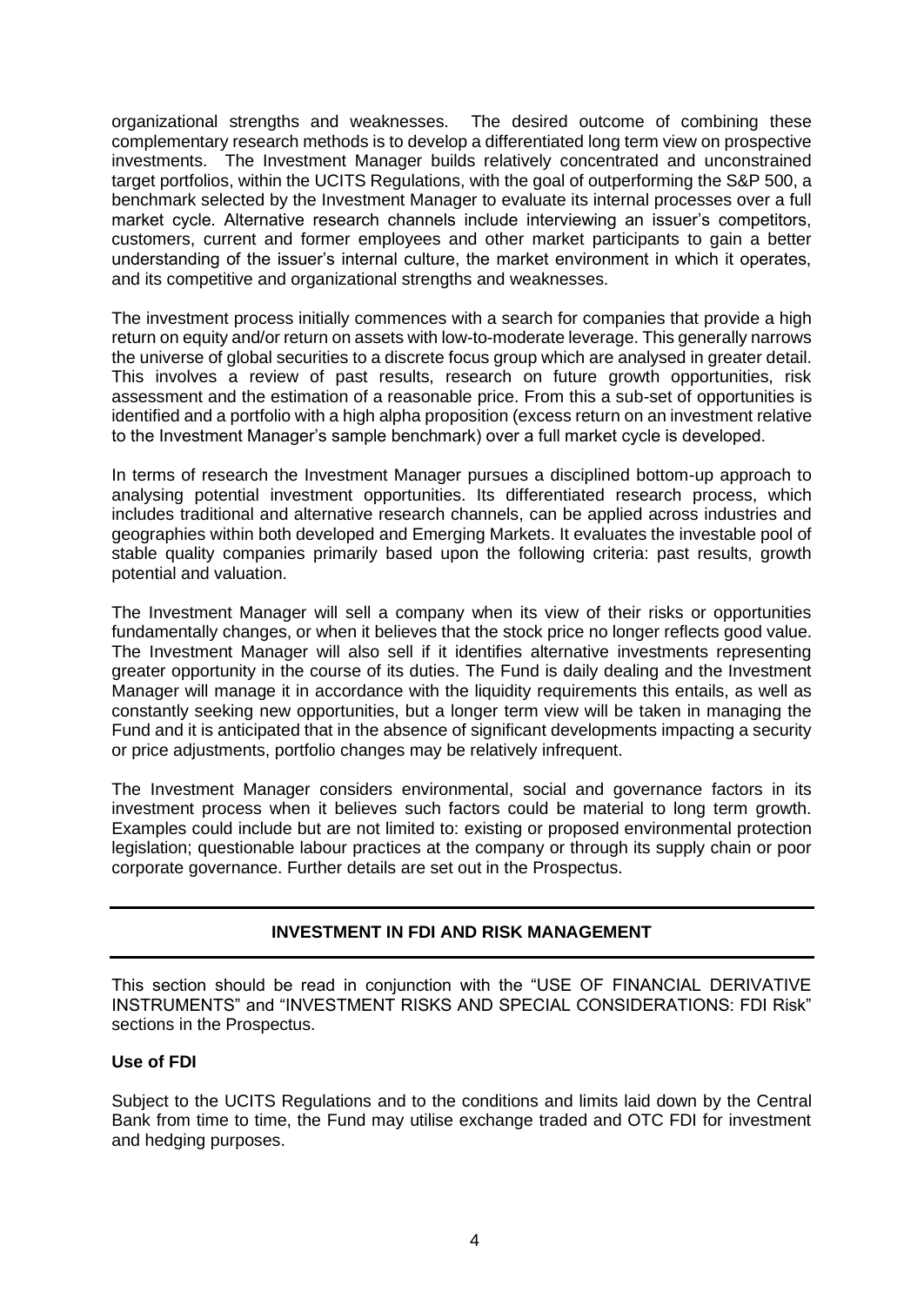organizational strengths and weaknesses. The desired outcome of combining these complementary research methods is to develop a differentiated long term view on prospective investments. The Investment Manager builds relatively concentrated and unconstrained target portfolios, within the UCITS Regulations, with the goal of outperforming the S&P 500, a benchmark selected by the Investment Manager to evaluate its internal processes over a full market cycle. Alternative research channels include interviewing an issuer's competitors, customers, current and former employees and other market participants to gain a better understanding of the issuer's internal culture, the market environment in which it operates, and its competitive and organizational strengths and weaknesses.

The investment process initially commences with a search for companies that provide a high return on equity and/or return on assets with low-to-moderate leverage. This generally narrows the universe of global securities to a discrete focus group which are analysed in greater detail. This involves a review of past results, research on future growth opportunities, risk assessment and the estimation of a reasonable price. From this a sub-set of opportunities is identified and a portfolio with a high alpha proposition (excess return on an investment relative to the Investment Manager's sample benchmark) over a full market cycle is developed.

In terms of research the Investment Manager pursues a disciplined bottom-up approach to analysing potential investment opportunities. Its differentiated research process, which includes traditional and alternative research channels, can be applied across industries and geographies within both developed and Emerging Markets. It evaluates the investable pool of stable quality companies primarily based upon the following criteria: past results, growth potential and valuation.

The Investment Manager will sell a company when its view of their risks or opportunities fundamentally changes, or when it believes that the stock price no longer reflects good value. The Investment Manager will also sell if it identifies alternative investments representing greater opportunity in the course of its duties. The Fund is daily dealing and the Investment Manager will manage it in accordance with the liquidity requirements this entails, as well as constantly seeking new opportunities, but a longer term view will be taken in managing the Fund and it is anticipated that in the absence of significant developments impacting a security or price adjustments, portfolio changes may be relatively infrequent.

The Investment Manager considers environmental, social and governance factors in its investment process when it believes such factors could be material to long term growth. Examples could include but are not limited to: existing or proposed environmental protection legislation; questionable labour practices at the company or through its supply chain or poor corporate governance. Further details are set out in the Prospectus.

## INVESTMENT IN FDI AND RISK MANAGEMENT

This section should be read in conjunction with the "USE OF FINANCIAL DERIVATIVE INSTRUMENTS" and "INVESTMENT RISKS AND SPECIAL CONSIDERATIONS: FDI Risk" sections in the Prospectus.

**Use of FDI**

Subject to the UCITS Regulations and to the conditions and limits laid down by the Central Bank from time to time, the Fund may utilise exchange traded and OTC FDI for investment and hedging purposes.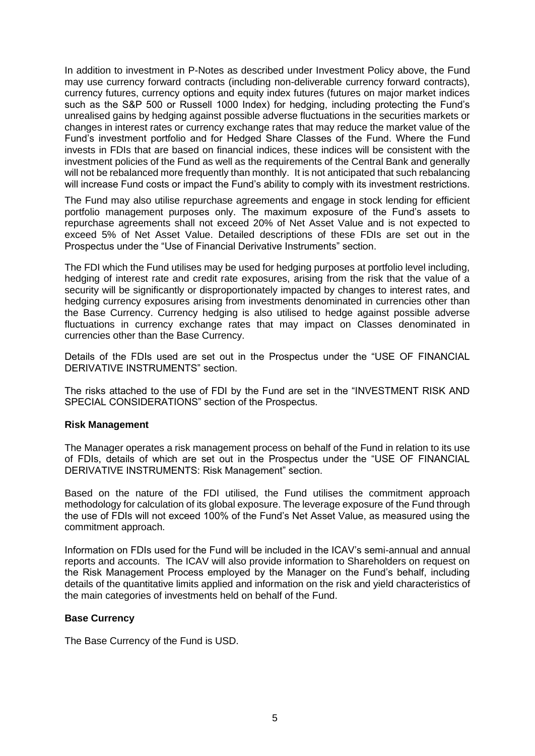In addition to investment in P-Notes as described under Investment Policy above, the Fund may use currency forward contracts (including non-deliverable currency forward contracts), currency futures, currency options and equity index futures (futures on major market indices such as the S&P 500 or Russell 1000 Index) for hedging, including protecting the Fund's unrealised gains by hedging against possible adverse fluctuations in the securities markets or changes in interest rates or currency exchange rates that may reduce the market value of the Fund's investment portfolio and for Hedged Share Classes of the Fund. Where the Fund invests in FDIs that are based on financial indices, these indices will be consistent with the investment policies of the Fund as well as the requirements of the Central Bank and generally will not be rebalanced more frequently than monthly. It is not anticipated that such rebalancing will increase Fund costs or impact the Fund's ability to comply with its investment restrictions.

The Fund may also utilise repurchase agreements and engage in stock lending for efficient portfolio management purposes only. The maximum exposure of the Fund's assets to repurchase agreements shall not exceed 20% of Net Asset Value and is not expected to exceed 5% of Net Asset Value. Detailed descriptions of these FDIs are set out in the Prospectus under the "Use of Financial Derivative Instruments" section.

The FDI which the Fund utilises may be used for hedging purposes at portfolio level including, hedging of interest rate and credit rate exposures, arising from the risk that the value of a security will be significantly or disproportionately impacted by changes to interest rates, and hedging currency exposures arising from investments denominated in currencies other than the Base Currency. Currency hedging is also utilised to hedge against possible adverse fluctuations in currency exchange rates that may impact on Classes denominated in currencies other than the Base Currency.

Details of the FDIs used are set out in the Prospectus under the "USE OF FINANCIAL DERIVATIVE INSTRUMENTS" section.

The risks attached to the use of FDI by the Fund are set in the "INVESTMENT RISK AND SPECIAL CONSIDERATIONS" section of the Prospectus.

**Risk Management**

The Manager operates a risk management process on behalf of the Fund in relation to its use of FDIs, details of which are set out in the Prospectus under the "USE OF FINANCIAL DERIVATIVE INSTRUMENTS: Risk Management" section.

Based on the nature of the FDI utilised, the Fund utilises the commitment approach methodology for calculation of its global exposure. The leverage exposure of the Fund through the use of FDIs will not exceed 100% of the Fund's Net Asset Value, as measured using the commitment approach.

Information on FDIs used for the Fund will be included in the ICAV's semi-annual and annual reports and accounts. The ICAV will also provide information to Shareholders on request on the Risk Management Process employed by the Manager on the Fund's behalf, including details of the quantitative limits applied and information on the risk and yield characteristics of the main categories of investments held on behalf of the Fund.

**Base Currency**

The Base Currency of the Fund is USD.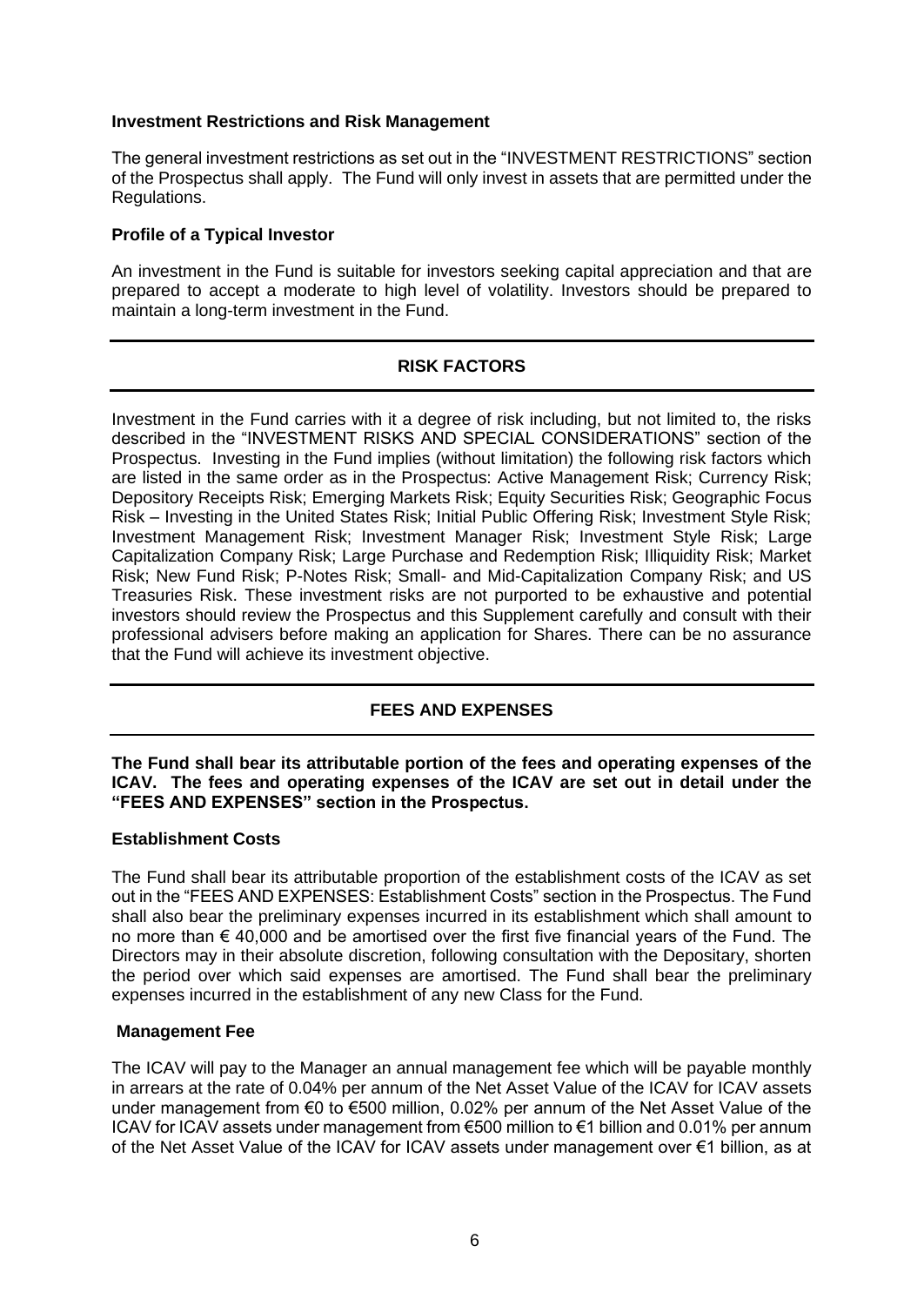### Investment Restrictions and Risk Management

The general investment restrictions as set out in the "INVESTMENT RESTRICTIONS" section of the Prospectus shall apply. The Fund will only invest in assets that are permitted under the Regulations.

### Profile of a Typical Investor

An investment in the Fund is suitable for investors seeking capital appreciation and that are prepared to accept a moderate to high level of volatility. Investors should be prepared to maintain a long-term investment in the Fund.

## RISK FACTORS

Investment in the Fund carries with it a degree of risk including, but not limited to, the risks described in the "INVESTMENT RISKS AND SPECIAL CONSIDERATIONS" section of the Prospectus. Investing in the Fund implies (without limitation) the following risk factors which are listed in the same order as in the Prospectus: Active Management Risk; Currency Risk; Depository Receipts Risk; Emerging Markets Risk; Equity Securities Risk; Geographic Focus Risk – Investing in the United States Risk; Initial Public Offering Risk; Investment Style Risk; Investment Management Risk; Investment Manager Risk; Investment Style Risk; Large Capitalization Company Risk; Large Purchase and Redemption Risk; Illiquidity Risk; Market Risk; New Fund Risk; P-Notes Risk; Small- and Mid-Capitalization Company Risk; and US Treasuries Risk. These investment risks are not purported to be exhaustive and potential investors should review the Prospectus and this Supplement carefully and consult with their professional advisers before making an application for Shares. There can be no assurance that the Fund will achieve its investment objective.

## FEES AND EXPENSES

**The Fund shall bear its attributable portion of the fees and operating expenses of the ICAV. The fees and operating expenses of the ICAV are set out in detail under the "FEES AND EXPENSES" section in the Prospectus.**

### Establishment Costs

The Fund shall bear its attributable proportion of the establishment costs of the ICAV as set out in the "FEES AND EXPENSES: Establishment Costs" section in the Prospectus. The Fund shall also bear the preliminary expenses incurred in its establishment which shall amount to no more than € 40,000 and be amortised over the first five financial years of the Fund. The Directors may in their absolute discretion, following consultation with the Depositary, shorten the period over which said expenses are amortised. The Fund shall bear the preliminary expenses incurred in the establishment of any new Class for the Fund.

### Management Fee

The ICAV will pay to the Manager an annual management fee which will be payable monthly in arrears at the rate of 0.04% per annum of the Net Asset Value of the ICAV for ICAV assets under management from €0 to €500 million, 0.02% per annum of the Net Asset Value of the ICAV for ICAV assets under management from €500 million to €1 billion and 0.01% per annum of the Net Asset Value of the ICAV for ICAV assets under management over €1 billion, as at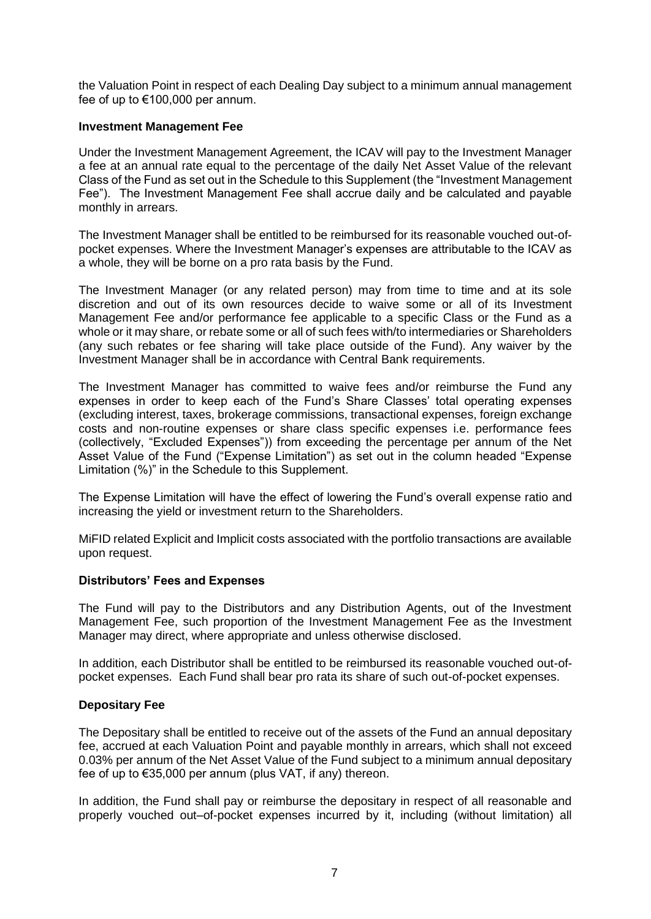the Valuation Point in respect of each Dealing Day subject to a minimum annual management fee of up to €100,000 per annum.

**Investment Management Fee**

Under the Investment Management Agreement, the ICAV will pay to the Investment Manager a fee at an annual rate equal to the percentage of the daily Net Asset Value of the relevant Class of the Fund as set out in the Schedule to this Supplement (the "Investment Management Fee"). The Investment Management Fee shall accrue daily and be calculated and payable monthly in arrears.

The Investment Manager shall be entitled to be reimbursed for its reasonable vouched out-of-pocket expenses. Where the Investment Manager's expenses are attributable to the ICAV as a whole, they will be borne on a pro rata basis by the Fund.

The Investment Manager (or any related person) may from time to time and at its sole discretion and out of its own resources decide to waive some or all of its Investment Management Fee and/or performance fee applicable to a specific Class or the Fund as a whole or it may share, or rebate some or all of such fees with/to intermediaries or Shareholders (any such rebates or fee sharing will take place outside of the Fund). Any waiver by the Investment Manager shall be in accordance with Central Bank requirements.

The Investment Manager has committed to waive fees and/or reimburse the Fund any expenses in order to keep each of the Fund's Share Classes' total operating expenses (excluding interest, taxes, brokerage commissions, transactional expenses, foreign exchange costs and non-routine expenses or share class specific expenses i.e. performance fees (collectively, "Excluded Expenses")) from exceeding the percentage per annum of the Net Asset Value of the Fund ("Expense Limitation") as set out in the column headed "Expense Limitation (%)" in the Schedule to this Supplement.

The Expense Limitation will have the effect of lowering the Fund's overall expense ratio and increasing the yield or investment return to the Shareholders.

MiFID related Explicit and Implicit costs associated with the portfolio transactions are available upon request.

**Distributors' Fees and Expenses**

The Fund will pay to the Distributors and any Distribution Agents, out of the Investment Management Fee, such proportion of the Investment Management Fee as the Investment Manager may direct, where appropriate and unless otherwise disclosed.

In addition, each Distributor shall be entitled to be reimbursed its reasonable vouched out-of-pocket expenses. Each Fund shall bear pro rata its share of such out-of-pocket expenses.

**Depositary Fee**

The Depositary shall be entitled to receive out of the assets of the Fund an annual depositary fee, accrued at each Valuation Point and payable monthly in arrears, which shall not exceed 0.03% per annum of the Net Asset Value of the Fund subject to a minimum annual depositary fee of up to €35,000 per annum (plus VAT, if any) thereon.

In addition, the Fund shall pay or reimburse the depositary in respect of all reasonable and properly vouched out–of-pocket expenses incurred by it, including (without limitation) all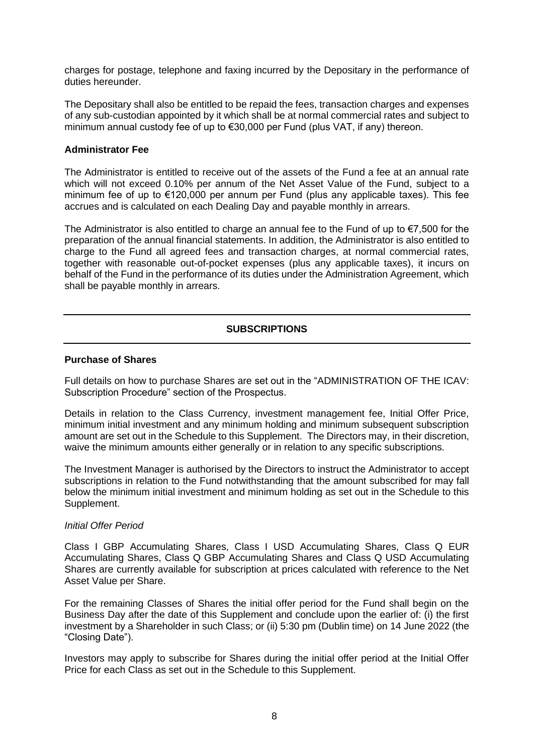charges for postage, telephone and faxing incurred by the Depositary in the performance of duties hereunder.

The Depositary shall also be entitled to be repaid the fees, transaction charges and expenses of any sub-custodian appointed by it which shall be at normal commercial rates and subject to minimum annual custody fee of up to €30,000 per Fund (plus VAT, if any) thereon.

**Administrator Fee**

The Administrator is entitled to receive out of the assets of the Fund a fee at an annual rate which will not exceed 0.10% per annum of the Net Asset Value of the Fund, subject to a minimum fee of up to €120,000 per annum per Fund (plus any applicable taxes). This fee accrues and is calculated on each Dealing Day and payable monthly in arrears.

The Administrator is also entitled to charge an annual fee to the Fund of up to €7,500 for the preparation of the annual financial statements. In addition, the Administrator is also entitled to charge to the Fund all agreed fees and transaction charges, at normal commercial rates, together with reasonable out-of-pocket expenses (plus any applicable taxes), it incurs on behalf of the Fund in the performance of its duties under the Administration Agreement, which shall be payable monthly in arrears.

## SUBSCRIPTIONS

**Purchase of Shares**

Full details on how to purchase Shares are set out in the "ADMINISTRATION OF THE ICAV: Subscription Procedure" section of the Prospectus.

Details in relation to the Class Currency, investment management fee, Initial Offer Price, minimum initial investment and any minimum holding and minimum subsequent subscription amount are set out in the Schedule to this Supplement. The Directors may, in their discretion, waive the minimum amounts either generally or in relation to any specific subscriptions.

The Investment Manager is authorised by the Directors to instruct the Administrator to accept subscriptions in relation to the Fund notwithstanding that the amount subscribed for may fall below the minimum initial investment and minimum holding as set out in the Schedule to this Supplement.

*Initial Offer Period*

Class I GBP Accumulating Shares, Class I USD Accumulating Shares, Class Q EUR Accumulating Shares, Class Q GBP Accumulating Shares and Class Q USD Accumulating Shares are currently available for subscription at prices calculated with reference to the Net Asset Value per Share.

For the remaining Classes of Shares the initial offer period for the Fund shall begin on the Business Day after the date of this Supplement and conclude upon the earlier of: (i) the first investment by a Shareholder in such Class; or (ii) 5:30 pm (Dublin time) on 14 June 2022 (the "Closing Date").

Investors may apply to subscribe for Shares during the initial offer period at the Initial Offer Price for each Class as set out in the Schedule to this Supplement.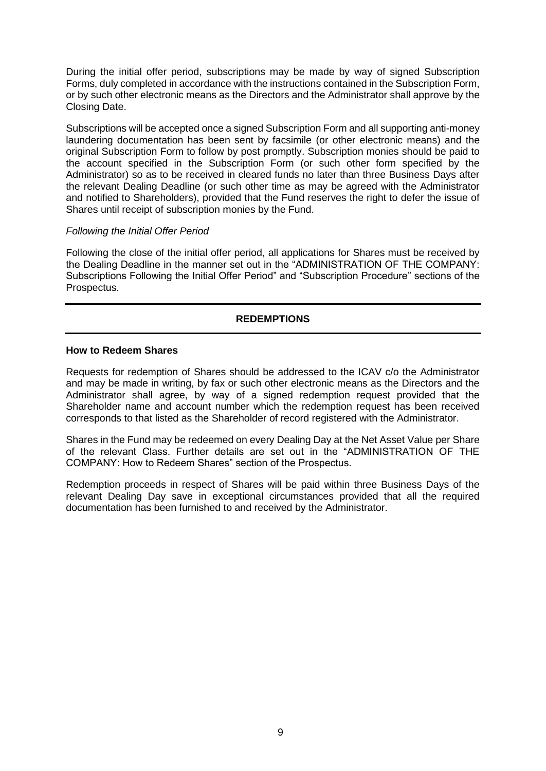During the initial offer period, subscriptions may be made by way of signed Subscription Forms, duly completed in accordance with the instructions contained in the Subscription Form, or by such other electronic means as the Directors and the Administrator shall approve by the Closing Date.

Subscriptions will be accepted once a signed Subscription Form and all supporting anti-money laundering documentation has been sent by facsimile (or other electronic means) and the original Subscription Form to follow by post promptly. Subscription monies should be paid to the account specified in the Subscription Form (or such other form specified by the Administrator) so as to be received in cleared funds no later than three Business Days after the relevant Dealing Deadline (or such other time as may be agreed with the Administrator and notified to Shareholders), provided that the Fund reserves the right to defer the issue of Shares until receipt of subscription monies by the Fund.

*Following the Initial Offer Period*

Following the close of the initial offer period, all applications for Shares must be received by the Dealing Deadline in the manner set out in the "ADMINISTRATION OF THE COMPANY: Subscriptions Following the Initial Offer Period" and "Subscription Procedure" sections of the Prospectus.

## REDEMPTIONS

**How to Redeem Shares**

Requests for redemption of Shares should be addressed to the ICAV c/o the Administrator and may be made in writing, by fax or such other electronic means as the Directors and the Administrator shall agree, by way of a signed redemption request provided that the Shareholder name and account number which the redemption request has been received corresponds to that listed as the Shareholder of record registered with the Administrator.

Shares in the Fund may be redeemed on every Dealing Day at the Net Asset Value per Share of the relevant Class. Further details are set out in the "ADMINISTRATION OF THE COMPANY: How to Redeem Shares" section of the Prospectus.

Redemption proceeds in respect of Shares will be paid within three Business Days of the relevant Dealing Day save in exceptional circumstances provided that all the required documentation has been furnished to and received by the Administrator.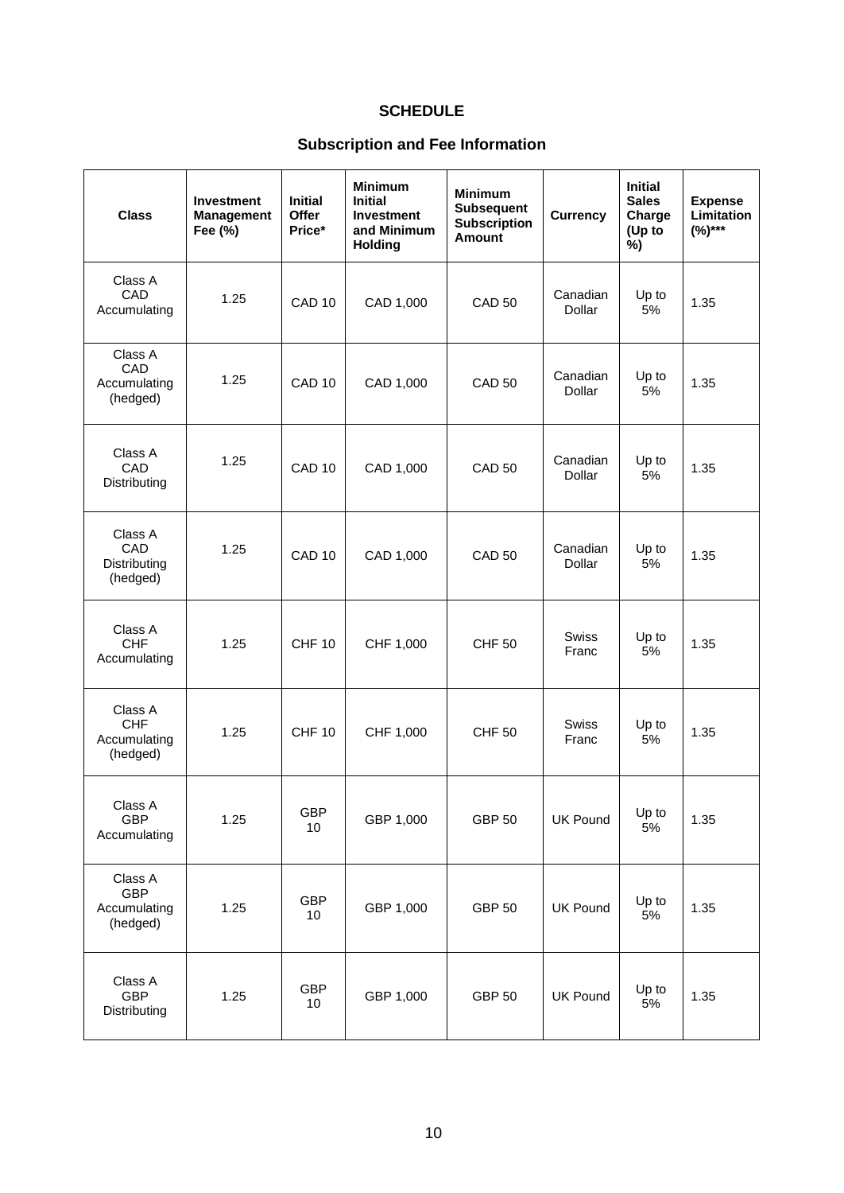## SCHEDULE

### Subscription and Fee Information

| Class | Investment Management Fee (%) | Initial Offer Price* | Minimum Initial Investment and Minimum Holding | Minimum Subsequent Subscription Amount | Currency | Initial Sales Charge (Up to %) | Expense Limitation (%)*** |
|---|---|---|---|---|---|---|---|
| Class A CAD Accumulating | 1.25 | CAD 10 | CAD 1,000 | CAD 50 | Canadian Dollar | Up to 5% | 1.35 |
| Class A CAD Accumulating (hedged) | 1.25 | CAD 10 | CAD 1,000 | CAD 50 | Canadian Dollar | Up to 5% | 1.35 |
| Class A CAD Distributing | 1.25 | CAD 10 | CAD 1,000 | CAD 50 | Canadian Dollar | Up to 5% | 1.35 |
| Class A CAD Distributing (hedged) | 1.25 | CAD 10 | CAD 1,000 | CAD 50 | Canadian Dollar | Up to 5% | 1.35 |
| Class A CHF Accumulating | 1.25 | CHF 10 | CHF 1,000 | CHF 50 | Swiss Franc | Up to 5% | 1.35 |
| Class A CHF Accumulating (hedged) | 1.25 | CHF 10 | CHF 1,000 | CHF 50 | Swiss Franc | Up to 5% | 1.35 |
| Class A GBP Accumulating | 1.25 | GBP 10 | GBP 1,000 | GBP 50 | UK Pound | Up to 5% | 1.35 |
| Class A GBP Accumulating (hedged) | 1.25 | GBP 10 | GBP 1,000 | GBP 50 | UK Pound | Up to 5% | 1.35 |
| Class A GBP Distributing | 1.25 | GBP 10 | GBP 1,000 | GBP 50 | UK Pound | Up to 5% | 1.35 |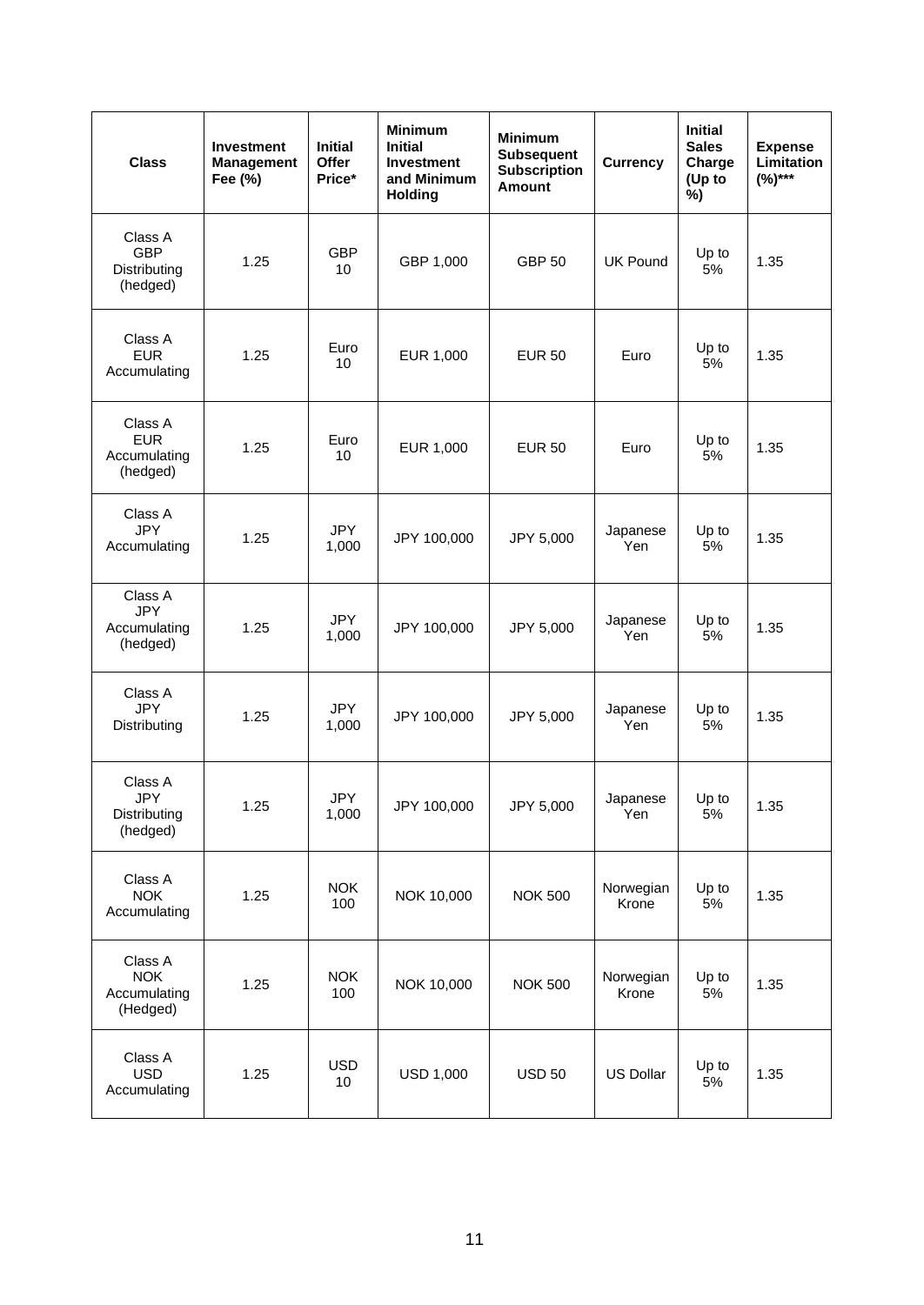| Class | Investment Management Fee (%) | Initial Offer Price* | Minimum Initial Investment and Minimum Holding | Minimum Subsequent Subscription Amount | Currency | Initial Sales Charge (Up to %) | Expense Limitation (%)*** |
|---|---|---|---|---|---|---|---|
| Class A GBP Distributing (hedged) | 1.25 | GBP 10 | GBP 1,000 | GBP 50 | UK Pound | Up to 5% | 1.35 |
| Class A EUR Accumulating | 1.25 | Euro 10 | EUR 1,000 | EUR 50 | Euro | Up to 5% | 1.35 |
| Class A EUR Accumulating (hedged) | 1.25 | Euro 10 | EUR 1,000 | EUR 50 | Euro | Up to 5% | 1.35 |
| Class A JPY Accumulating | 1.25 | JPY 1,000 | JPY 100,000 | JPY 5,000 | Japanese Yen | Up to 5% | 1.35 |
| Class A JPY Accumulating (hedged) | 1.25 | JPY 1,000 | JPY 100,000 | JPY 5,000 | Japanese Yen | Up to 5% | 1.35 |
| Class A JPY Distributing | 1.25 | JPY 1,000 | JPY 100,000 | JPY 5,000 | Japanese Yen | Up to 5% | 1.35 |
| Class A JPY Distributing (hedged) | 1.25 | JPY 1,000 | JPY 100,000 | JPY 5,000 | Japanese Yen | Up to 5% | 1.35 |
| Class A NOK Accumulating | 1.25 | NOK 100 | NOK 10,000 | NOK 500 | Norwegian Krone | Up to 5% | 1.35 |
| Class A NOK Accumulating (Hedged) | 1.25 | NOK 100 | NOK 10,000 | NOK 500 | Norwegian Krone | Up to 5% | 1.35 |
| Class A USD Accumulating | 1.25 | USD 10 | USD 1,000 | USD 50 | US Dollar | Up to 5% | 1.35 |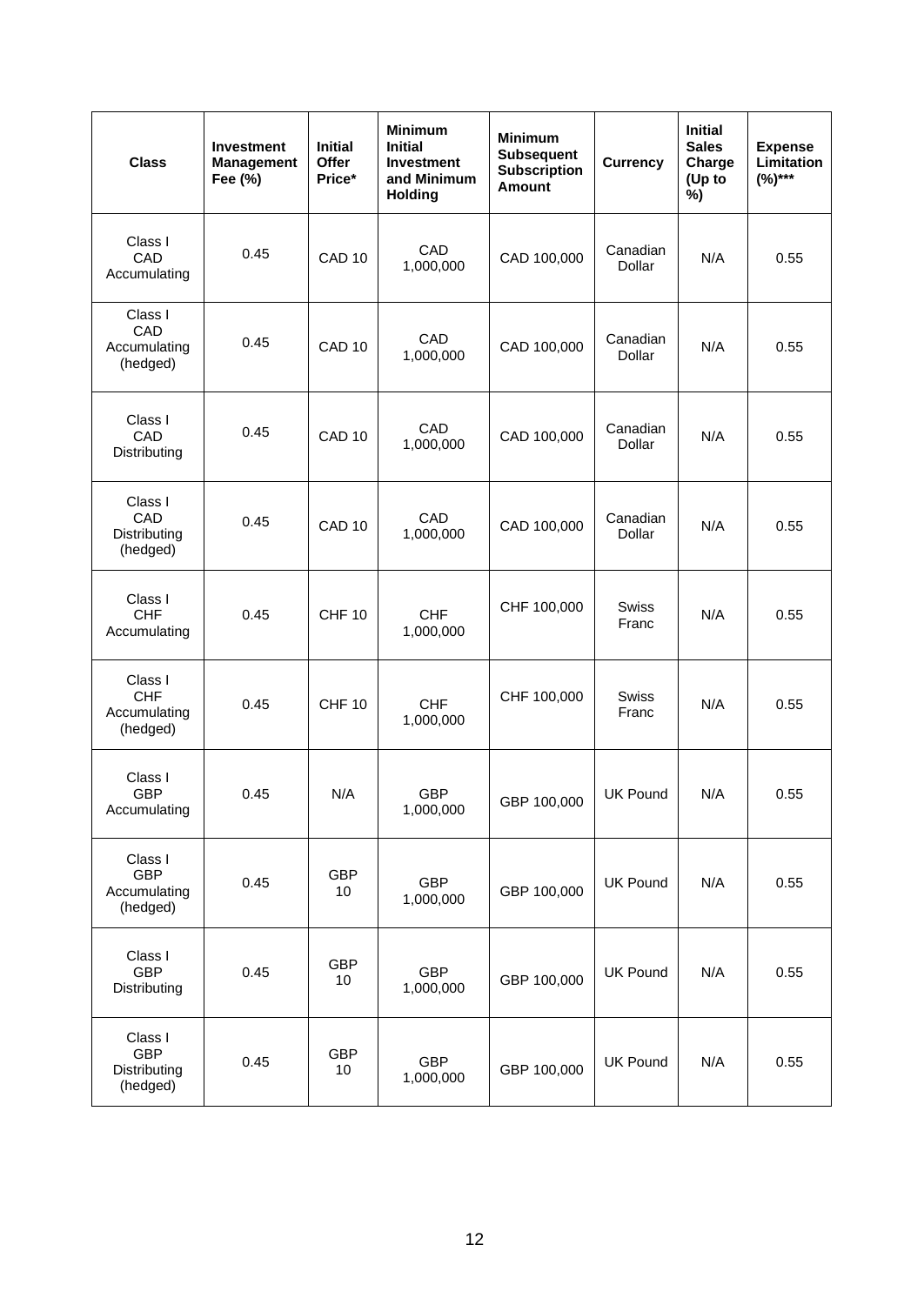| Class | Investment Management Fee (%) | Initial Offer Price* | Minimum Initial Investment and Minimum Holding | Minimum Subsequent Subscription Amount | Currency | Initial Sales Charge (Up to %) | Expense Limitation (%)*** |
|---|---|---|---|---|---|---|---|
| Class I CAD Accumulating | 0.45 | CAD 10 | CAD 1,000,000 | CAD 100,000 | Canadian Dollar | N/A | 0.55 |
| Class I CAD Accumulating (hedged) | 0.45 | CAD 10 | CAD 1,000,000 | CAD 100,000 | Canadian Dollar | N/A | 0.55 |
| Class I CAD Distributing | 0.45 | CAD 10 | CAD 1,000,000 | CAD 100,000 | Canadian Dollar | N/A | 0.55 |
| Class I CAD Distributing (hedged) | 0.45 | CAD 10 | CAD 1,000,000 | CAD 100,000 | Canadian Dollar | N/A | 0.55 |
| Class I CHF Accumulating | 0.45 | CHF 10 | CHF 1,000,000 | CHF 100,000 | Swiss Franc | N/A | 0.55 |
| Class I CHF Accumulating (hedged) | 0.45 | CHF 10 | CHF 1,000,000 | CHF 100,000 | Swiss Franc | N/A | 0.55 |
| Class I GBP Accumulating | 0.45 | N/A | GBP 1,000,000 | GBP 100,000 | UK Pound | N/A | 0.55 |
| Class I GBP Accumulating (hedged) | 0.45 | GBP 10 | GBP 1,000,000 | GBP 100,000 | UK Pound | N/A | 0.55 |
| Class I GBP Distributing | 0.45 | GBP 10 | GBP 1,000,000 | GBP 100,000 | UK Pound | N/A | 0.55 |
| Class I GBP Distributing (hedged) | 0.45 | GBP 10 | GBP 1,000,000 | GBP 100,000 | UK Pound | N/A | 0.55 |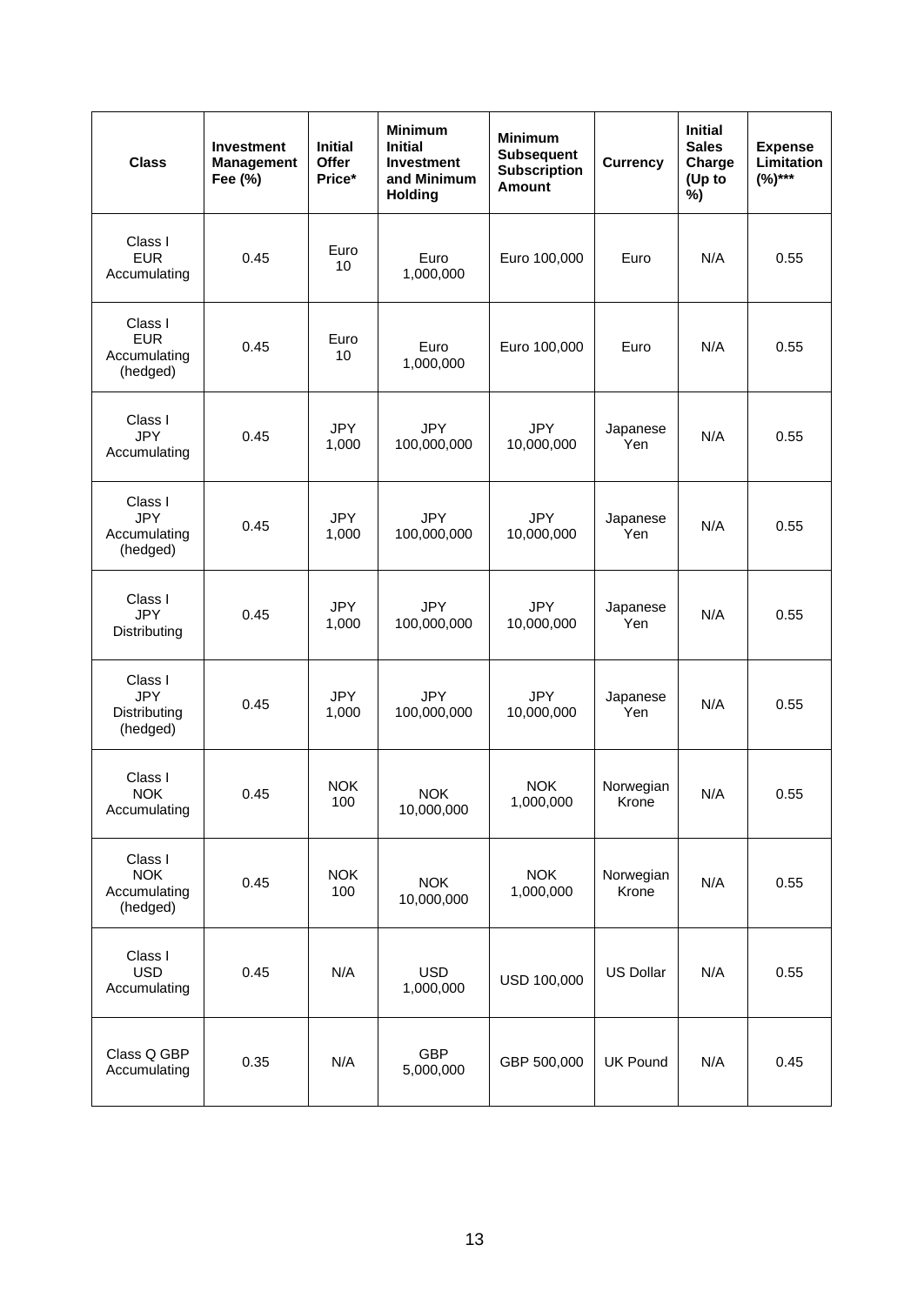| Class | Investment Management Fee (%) | Initial Offer Price* | Minimum Initial Investment and Minimum Holding | Minimum Subsequent Subscription Amount | Currency | Initial Sales Charge (Up to %) | Expense Limitation (%)*** |
|---|---|---|---|---|---|---|---|
| Class I EUR Accumulating | 0.45 | Euro 10 | Euro 1,000,000 | Euro 100,000 | Euro | N/A | 0.55 |
| Class I EUR Accumulating (hedged) | 0.45 | Euro 10 | Euro 1,000,000 | Euro 100,000 | Euro | N/A | 0.55 |
| Class I JPY Accumulating | 0.45 | JPY 1,000 | JPY 100,000,000 | JPY 10,000,000 | Japanese Yen | N/A | 0.55 |
| Class I JPY Accumulating (hedged) | 0.45 | JPY 1,000 | JPY 100,000,000 | JPY 10,000,000 | Japanese Yen | N/A | 0.55 |
| Class I JPY Distributing | 0.45 | JPY 1,000 | JPY 100,000,000 | JPY 10,000,000 | Japanese Yen | N/A | 0.55 |
| Class I JPY Distributing (hedged) | 0.45 | JPY 1,000 | JPY 100,000,000 | JPY 10,000,000 | Japanese Yen | N/A | 0.55 |
| Class I NOK Accumulating | 0.45 | NOK 100 | NOK 10,000,000 | NOK 1,000,000 | Norwegian Krone | N/A | 0.55 |
| Class I NOK Accumulating (hedged) | 0.45 | NOK 100 | NOK 10,000,000 | NOK 1,000,000 | Norwegian Krone | N/A | 0.55 |
| Class I USD Accumulating | 0.45 | N/A | USD 1,000,000 | USD 100,000 | US Dollar | N/A | 0.55 |
| Class Q GBP Accumulating | 0.35 | N/A | GBP 5,000,000 | GBP 500,000 | UK Pound | N/A | 0.45 |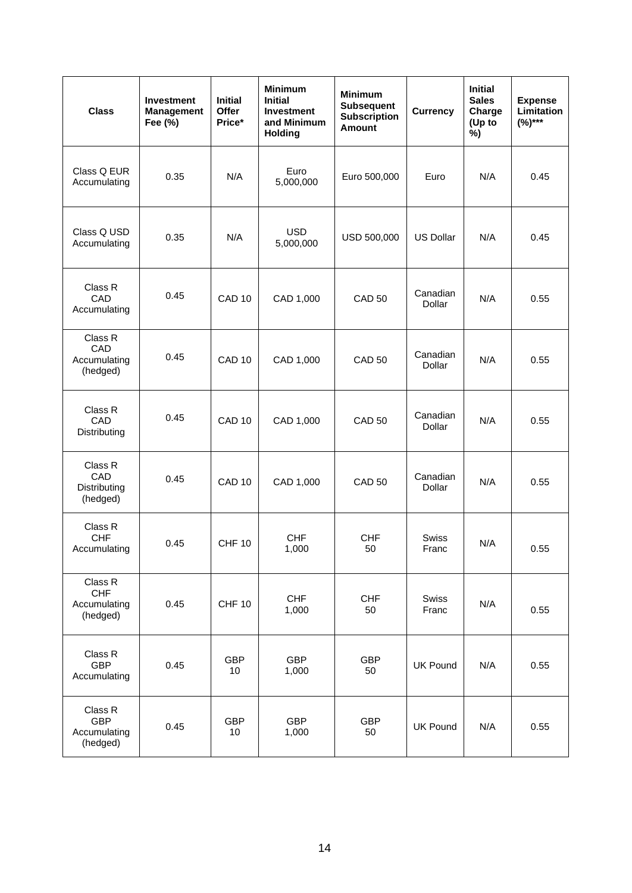| Class | Investment Management Fee (%) | Initial Offer Price* | Minimum Initial Investment and Minimum Holding | Minimum Subsequent Subscription Amount | Currency | Initial Sales Charge (Up to %) | Expense Limitation (%)*** |
|---|---|---|---|---|---|---|---|
| Class Q EUR Accumulating | 0.35 | N/A | Euro 5,000,000 | Euro 500,000 | Euro | N/A | 0.45 |
| Class Q USD Accumulating | 0.35 | N/A | USD 5,000,000 | USD 500,000 | US Dollar | N/A | 0.45 |
| Class R CAD Accumulating | 0.45 | CAD 10 | CAD 1,000 | CAD 50 | Canadian Dollar | N/A | 0.55 |
| Class R CAD Accumulating (hedged) | 0.45 | CAD 10 | CAD 1,000 | CAD 50 | Canadian Dollar | N/A | 0.55 |
| Class R CAD Distributing | 0.45 | CAD 10 | CAD 1,000 | CAD 50 | Canadian Dollar | N/A | 0.55 |
| Class R CAD Distributing (hedged) | 0.45 | CAD 10 | CAD 1,000 | CAD 50 | Canadian Dollar | N/A | 0.55 |
| Class R CHF Accumulating | 0.45 | CHF 10 | CHF 1,000 | CHF 50 | Swiss Franc | N/A | 0.55 |
| Class R CHF Accumulating (hedged) | 0.45 | CHF 10 | CHF 1,000 | CHF 50 | Swiss Franc | N/A | 0.55 |
| Class R GBP Accumulating | 0.45 | GBP 10 | GBP 1,000 | GBP 50 | UK Pound | N/A | 0.55 |
| Class R GBP Accumulating (hedged) | 0.45 | GBP 10 | GBP 1,000 | GBP 50 | UK Pound | N/A | 0.55 |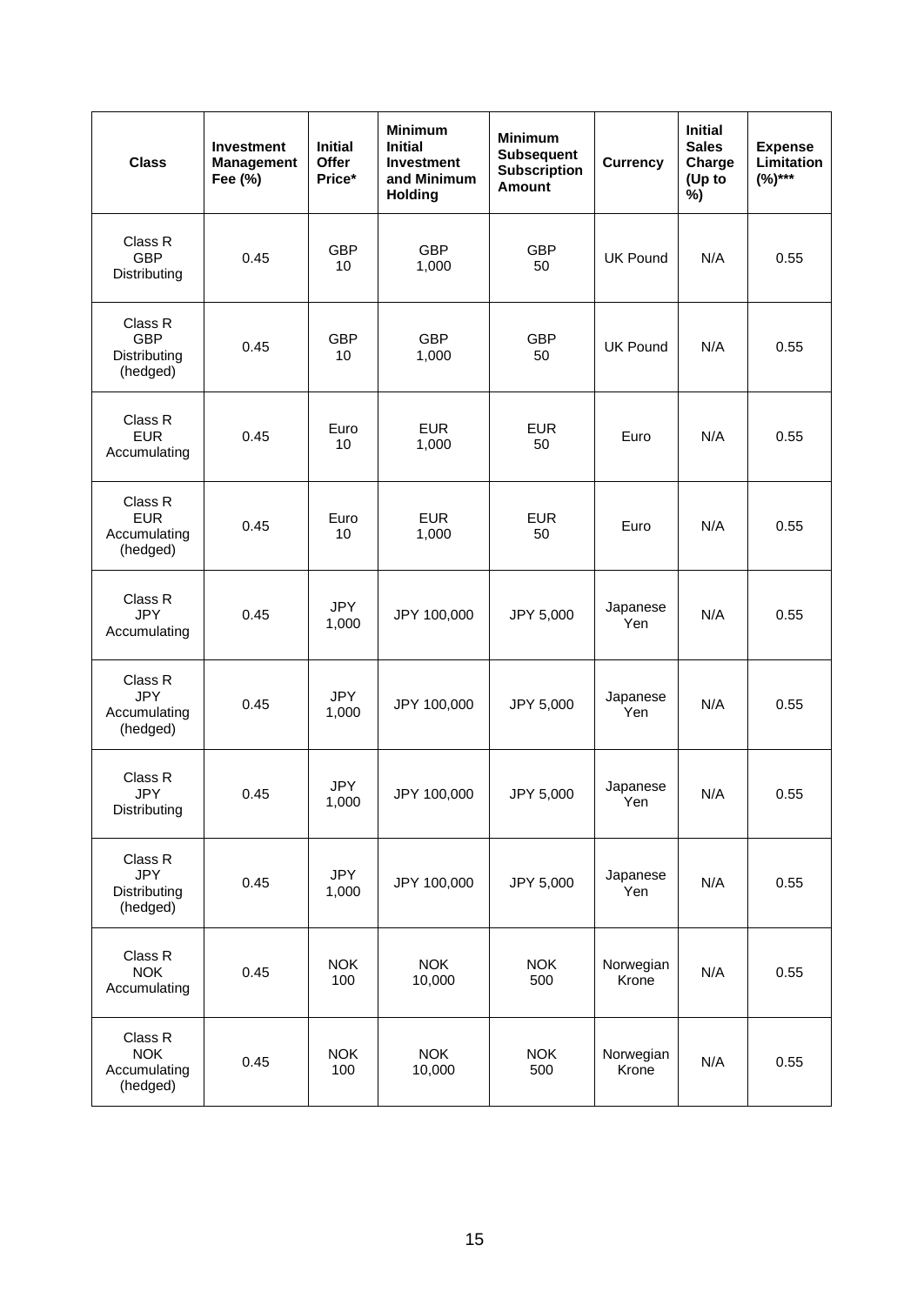| Class | Investment Management Fee (%) | Initial Offer Price* | Minimum Initial Investment and Minimum Holding | Minimum Subsequent Subscription Amount | Currency | Initial Sales Charge (Up to %) | Expense Limitation (%)*** |
|---|---|---|---|---|---|---|---|
| Class R GBP Distributing | 0.45 | GBP 10 | GBP 1,000 | GBP 50 | UK Pound | N/A | 0.55 |
| Class R GBP Distributing (hedged) | 0.45 | GBP 10 | GBP 1,000 | GBP 50 | UK Pound | N/A | 0.55 |
| Class R EUR Accumulating | 0.45 | Euro 10 | EUR 1,000 | EUR 50 | Euro | N/A | 0.55 |
| Class R EUR Accumulating (hedged) | 0.45 | Euro 10 | EUR 1,000 | EUR 50 | Euro | N/A | 0.55 |
| Class R JPY Accumulating | 0.45 | JPY 1,000 | JPY 100,000 | JPY 5,000 | Japanese Yen | N/A | 0.55 |
| Class R JPY Accumulating (hedged) | 0.45 | JPY 1,000 | JPY 100,000 | JPY 5,000 | Japanese Yen | N/A | 0.55 |
| Class R JPY Distributing | 0.45 | JPY 1,000 | JPY 100,000 | JPY 5,000 | Japanese Yen | N/A | 0.55 |
| Class R JPY Distributing (hedged) | 0.45 | JPY 1,000 | JPY 100,000 | JPY 5,000 | Japanese Yen | N/A | 0.55 |
| Class R NOK Accumulating | 0.45 | NOK 100 | NOK 10,000 | NOK 500 | Norwegian Krone | N/A | 0.55 |
| Class R NOK Accumulating (hedged) | 0.45 | NOK 100 | NOK 10,000 | NOK 500 | Norwegian Krone | N/A | 0.55 |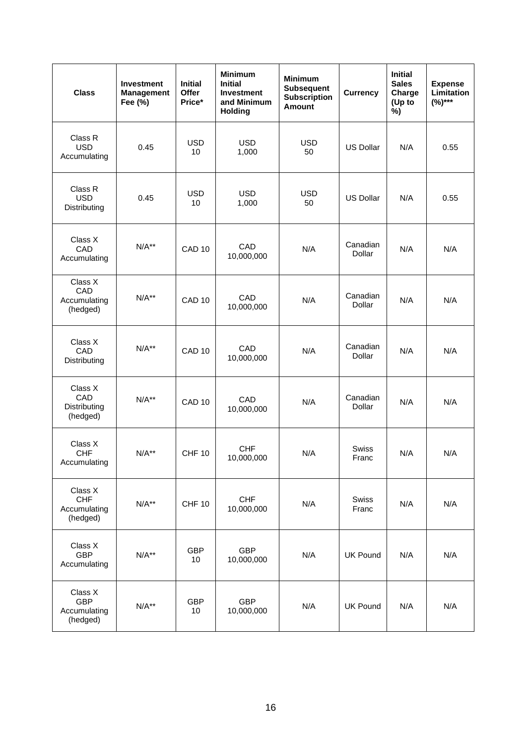| Class | Investment Management Fee (%) | Initial Offer Price* | Minimum Initial Investment and Minimum Holding | Minimum Subsequent Subscription Amount | Currency | Initial Sales Charge (Up to %) | Expense Limitation (%)*** |
|---|---|---|---|---|---|---|---|
| Class R USD Accumulating | 0.45 | USD 10 | USD 1,000 | USD 50 | US Dollar | N/A | 0.55 |
| Class R USD Distributing | 0.45 | USD 10 | USD 1,000 | USD 50 | US Dollar | N/A | 0.55 |
| Class X CAD Accumulating | N/A** | CAD 10 | CAD 10,000,000 | N/A | Canadian Dollar | N/A | N/A |
| Class X CAD Accumulating (hedged) | N/A** | CAD 10 | CAD 10,000,000 | N/A | Canadian Dollar | N/A | N/A |
| Class X CAD Distributing | N/A** | CAD 10 | CAD 10,000,000 | N/A | Canadian Dollar | N/A | N/A |
| Class X CAD Distributing (hedged) | N/A** | CAD 10 | CAD 10,000,000 | N/A | Canadian Dollar | N/A | N/A |
| Class X CHF Accumulating | N/A** | CHF 10 | CHF 10,000,000 | N/A | Swiss Franc | N/A | N/A |
| Class X CHF Accumulating (hedged) | N/A** | CHF 10 | CHF 10,000,000 | N/A | Swiss Franc | N/A | N/A |
| Class X GBP Accumulating | N/A** | GBP 10 | GBP 10,000,000 | N/A | UK Pound | N/A | N/A |
| Class X GBP Accumulating (hedged) | N/A** | GBP 10 | GBP 10,000,000 | N/A | UK Pound | N/A | N/A |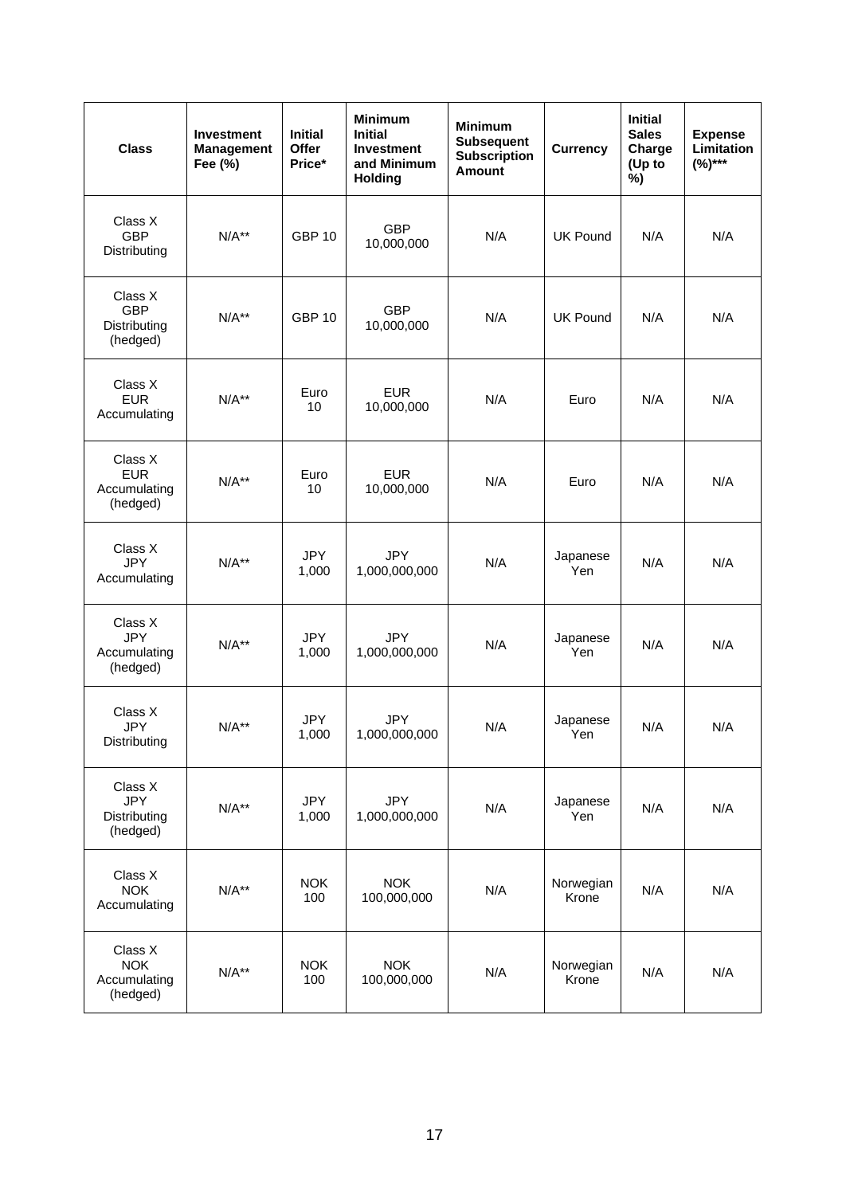| Class | Investment Management Fee (%) | Initial Offer Price* | Minimum Initial Investment and Minimum Holding | Minimum Subsequent Subscription Amount | Currency | Initial Sales Charge (Up to %) | Expense Limitation (%)*** |
|---|---|---|---|---|---|---|---|
| Class X GBP Distributing | N/A** | GBP 10 | GBP 10,000,000 | N/A | UK Pound | N/A | N/A |
| Class X GBP Distributing (hedged) | N/A** | GBP 10 | GBP 10,000,000 | N/A | UK Pound | N/A | N/A |
| Class X EUR Accumulating | N/A** | Euro 10 | EUR 10,000,000 | N/A | Euro | N/A | N/A |
| Class X EUR Accumulating (hedged) | N/A** | Euro 10 | EUR 10,000,000 | N/A | Euro | N/A | N/A |
| Class X JPY Accumulating | N/A** | JPY 1,000 | JPY 1,000,000,000 | N/A | Japanese Yen | N/A | N/A |
| Class X JPY Accumulating (hedged) | N/A** | JPY 1,000 | JPY 1,000,000,000 | N/A | Japanese Yen | N/A | N/A |
| Class X JPY Distributing | N/A** | JPY 1,000 | JPY 1,000,000,000 | N/A | Japanese Yen | N/A | N/A |
| Class X JPY Distributing (hedged) | N/A** | JPY 1,000 | JPY 1,000,000,000 | N/A | Japanese Yen | N/A | N/A |
| Class X NOK Accumulating | N/A** | NOK 100 | NOK 100,000,000 | N/A | Norwegian Krone | N/A | N/A |
| Class X NOK Accumulating (hedged) | N/A** | NOK 100 | NOK 100,000,000 | N/A | Norwegian Krone | N/A | N/A |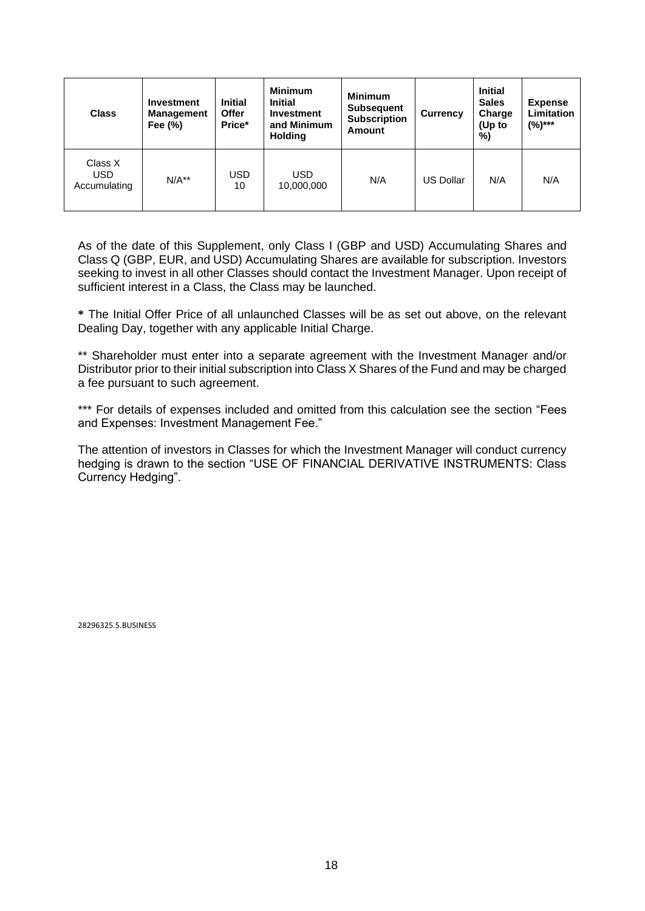| Class | Investment Management Fee (%) | Initial Offer Price* | Minimum Initial Investment and Minimum Holding | Minimum Subsequent Subscription Amount | Currency | Initial Sales Charge (Up to %) | Expense Limitation (%)*** |
|---|---|---|---|---|---|---|---|
| Class X USD Accumulating | N/A** | USD 10 | USD 10,000,000 | N/A | US Dollar | N/A | N/A |

As of the date of this Supplement, only Class I (GBP and USD) Accumulating Shares and Class Q (GBP, EUR, and USD) Accumulating Shares are available for subscription. Investors seeking to invest in all other Classes should contact the Investment Manager. Upon receipt of sufficient interest in a Class, the Class may be launched.

**\*** The Initial Offer Price of all unlaunched Classes will be as set out above, on the relevant Dealing Day, together with any applicable Initial Charge.

** Shareholder must enter into a separate agreement with the Investment Manager and/or Distributor prior to their initial subscription into Class X Shares of the Fund and may be charged a fee pursuant to such agreement.

*** For details of expenses included and omitted from this calculation see the section "Fees and Expenses: Investment Management Fee."

The attention of investors in Classes for which the Investment Manager will conduct currency hedging is drawn to the section "USE OF FINANCIAL DERIVATIVE INSTRUMENTS: Class Currency Hedging".

28296325.5.BUSINESS